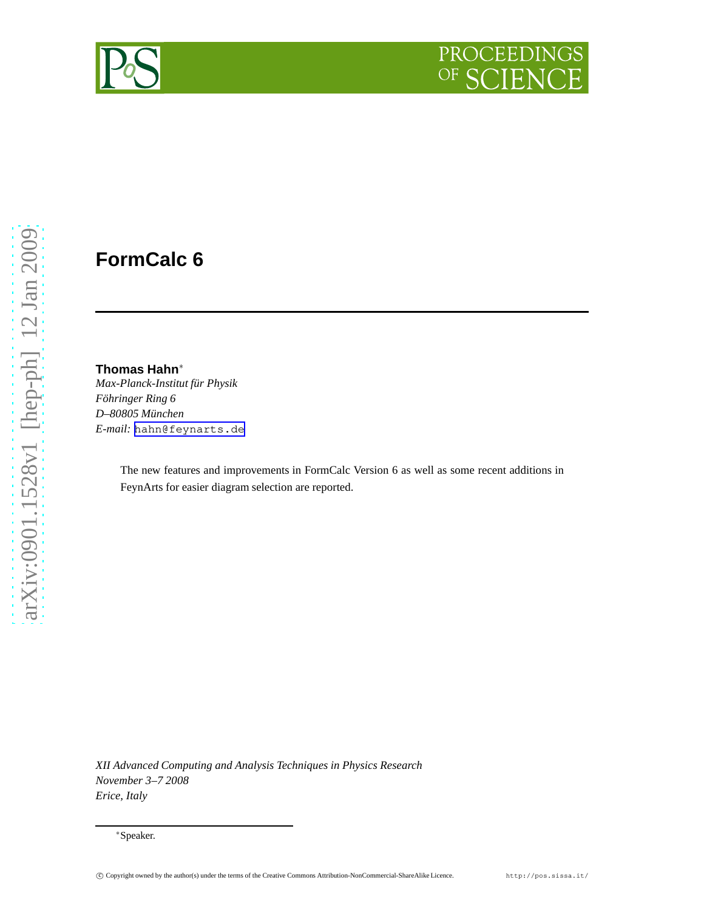# FormCalc 6

**Thomas Hahn***

*Max-Planck-Institut für Physik*
*Föhringer Ring 6*
*D–80805 München*
*E-mail:* hahn@feynarts.de

The new features and improvements in FormCalc Version 6 as well as some recent additions in FeynArts for easier diagram selection are reported.

*XII Advanced Computing and Analysis Techniques in Physics Research*
*November 3–7 2008*
*Erice, Italy*

*Speaker.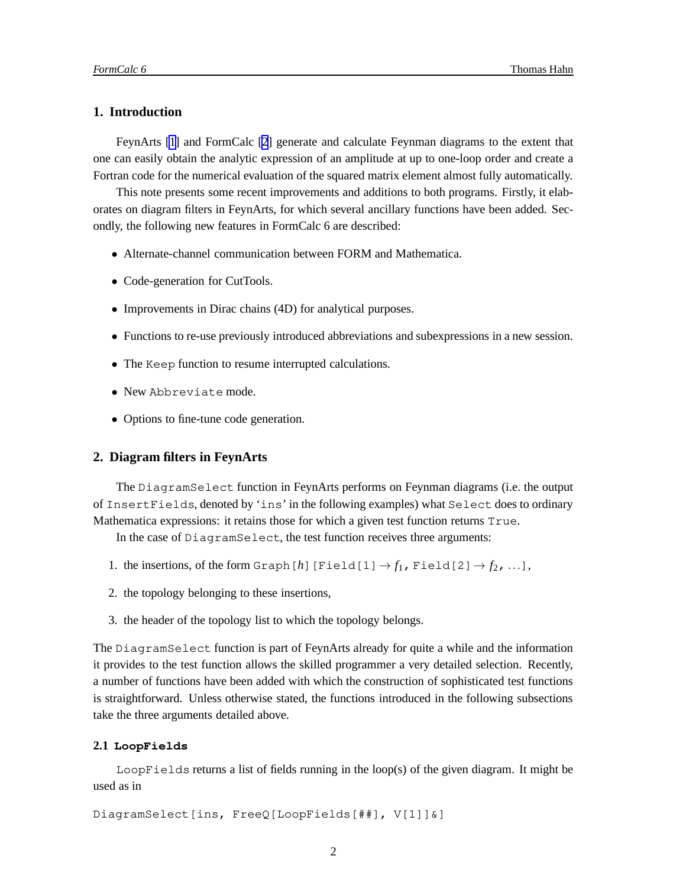## 1. Introduction

FeynArts [1] and FormCalc [2] generate and calculate Feynman diagrams to the extent that one can easily obtain the analytic expression of an amplitude at up to one-loop order and create a Fortran code for the numerical evaluation of the squared matrix element almost fully automatically.

This note presents some recent improvements and additions to both programs. Firstly, it elaborates on diagram filters in FeynArts, for which several ancillary functions have been added. Secondly, the following new features in FormCalc 6 are described:

- Alternate-channel communication between FORM and Mathematica.
- Code-generation for CutTools.
- Improvements in Dirac chains (4D) for analytical purposes.
- Functions to re-use previously introduced abbreviations and subexpressions in a new session.
- The `Keep` function to resume interrupted calculations.
- New `Abbreviate` mode.
- Options to fine-tune code generation.

## 2. Diagram filters in FeynArts

The `DiagramSelect` function in FeynArts performs on Feynman diagrams (i.e. the output of `InsertFields`, denoted by '`ins`' in the following examples) what `Select` does to ordinary Mathematica expressions: it retains those for which a given test function returns `True`.

In the case of `DiagramSelect`, the test function receives three arguments:

1. the insertions, of the form `Graph[`$h$`][Field[1]` $\to f_1$`, Field[2]` $\to f_2$`, `$\ldots$`]`,
2. the topology belonging to these insertions,
3. the header of the topology list to which the topology belongs.

The `DiagramSelect` function is part of FeynArts already for quite a while and the information it provides to the test function allows the skilled programmer a very detailed selection. Recently, a number of functions have been added with which the construction of sophisticated test functions is straightforward. Unless otherwise stated, the functions introduced in the following subsections take the three arguments detailed above.

### 2.1 LoopFields

`LoopFields` returns a list of fields running in the loop(s) of the given diagram. It might be used as in

```
DiagramSelect[ins, FreeQ[LoopFields[##], V[1]]&]
```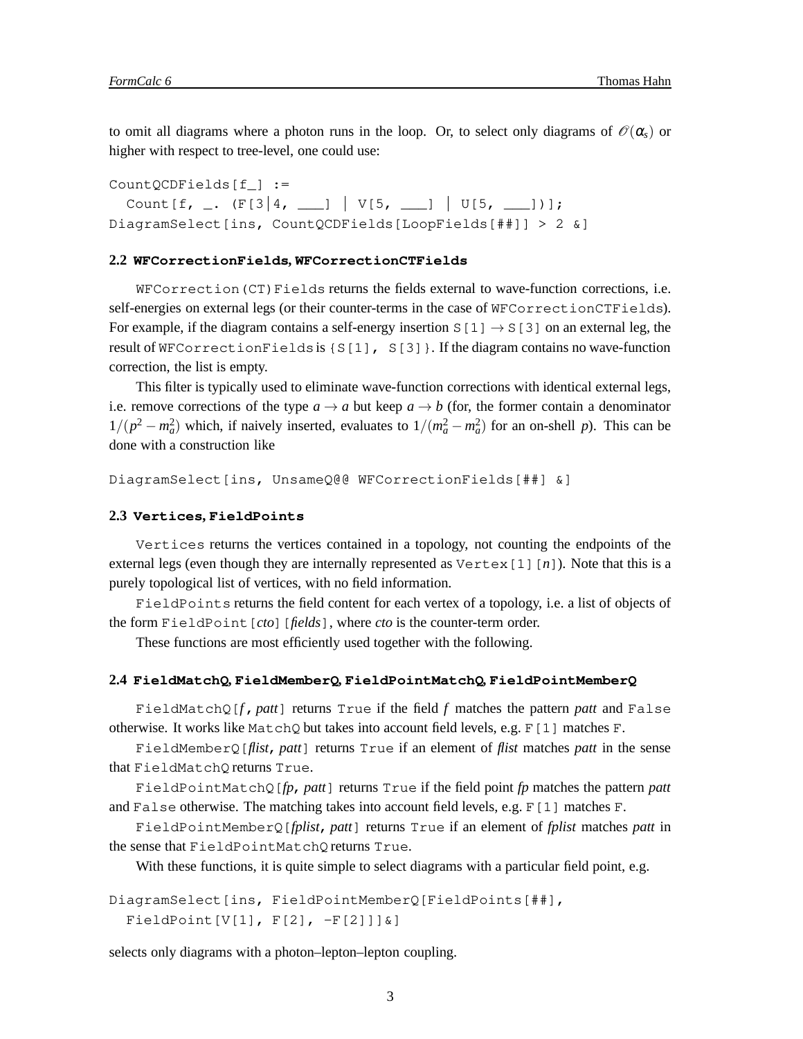to omit all diagrams where a photon runs in the loop. Or, to select only diagrams of $\mathcal{O}(\alpha_s)$ or higher with respect to tree-level, one could use:

```
CountQCDFields[f_] :=
  Count[f, _. (F[3|4, ___] | V[5, ___] | U[5, ___])];
DiagramSelect[ins, CountQCDFields[LoopFields[##]] > 2 &]
```

### 2.2 WFCorrectionFields, WFCorrectionCTFields

WFCorrection(CT)Fields returns the fields external to wave-function corrections, i.e. self-energies on external legs (or their counter-terms in the case of WFCorrectionCTFields). For example, if the diagram contains a self-energy insertion S[1] $\to$ S[3] on an external leg, the result of WFCorrectionFields is {S[1], S[3]}. If the diagram contains no wave-function correction, the list is empty.

This filter is typically used to eliminate wave-function corrections with identical external legs, i.e. remove corrections of the type $a \to a$ but keep $a \to b$ (for, the former contain a denominator $1/(p^2 - m_a^2)$ which, if naively inserted, evaluates to $1/(m_a^2 - m_a^2)$ for an on-shell $p$). This can be done with a construction like

```
DiagramSelect[ins, UnsameQ@@ WFCorrectionFields[##] &]
```

### 2.3 Vertices, FieldPoints

Vertices returns the vertices contained in a topology, not counting the endpoints of the external legs (even though they are internally represented as Vertex[1][*n*]). Note that this is a purely topological list of vertices, with no field information.

FieldPoints returns the field content for each vertex of a topology, i.e. a list of objects of the form FieldPoint[*cto*][*fields*], where *cto* is the counter-term order.

These functions are most efficiently used together with the following.

### 2.4 FieldMatchQ, FieldMemberQ, FieldPointMatchQ, FieldPointMemberQ

FieldMatchQ[*f*, *patt*] returns True if the field *f* matches the pattern *patt* and False otherwise. It works like MatchQ but takes into account field levels, e.g. F[1] matches F.

FieldMemberQ[*flist*, *patt*] returns True if an element of *flist* matches *patt* in the sense that FieldMatchQ returns True.

FieldPointMatchQ[*fp*, *patt*] returns True if the field point *fp* matches the pattern *patt* and False otherwise. The matching takes into account field levels, e.g. F[1] matches F.

FieldPointMemberQ[*fplist*, *patt*] returns True if an element of *fplist* matches *patt* in the sense that FieldPointMatchQ returns True.

With these functions, it is quite simple to select diagrams with a particular field point, e.g.

```
DiagramSelect[ins, FieldPointMemberQ[FieldPoints[##],
  FieldPoint[V[1], F[2], -F[2]]]&]
```

selects only diagrams with a photon–lepton–lepton coupling.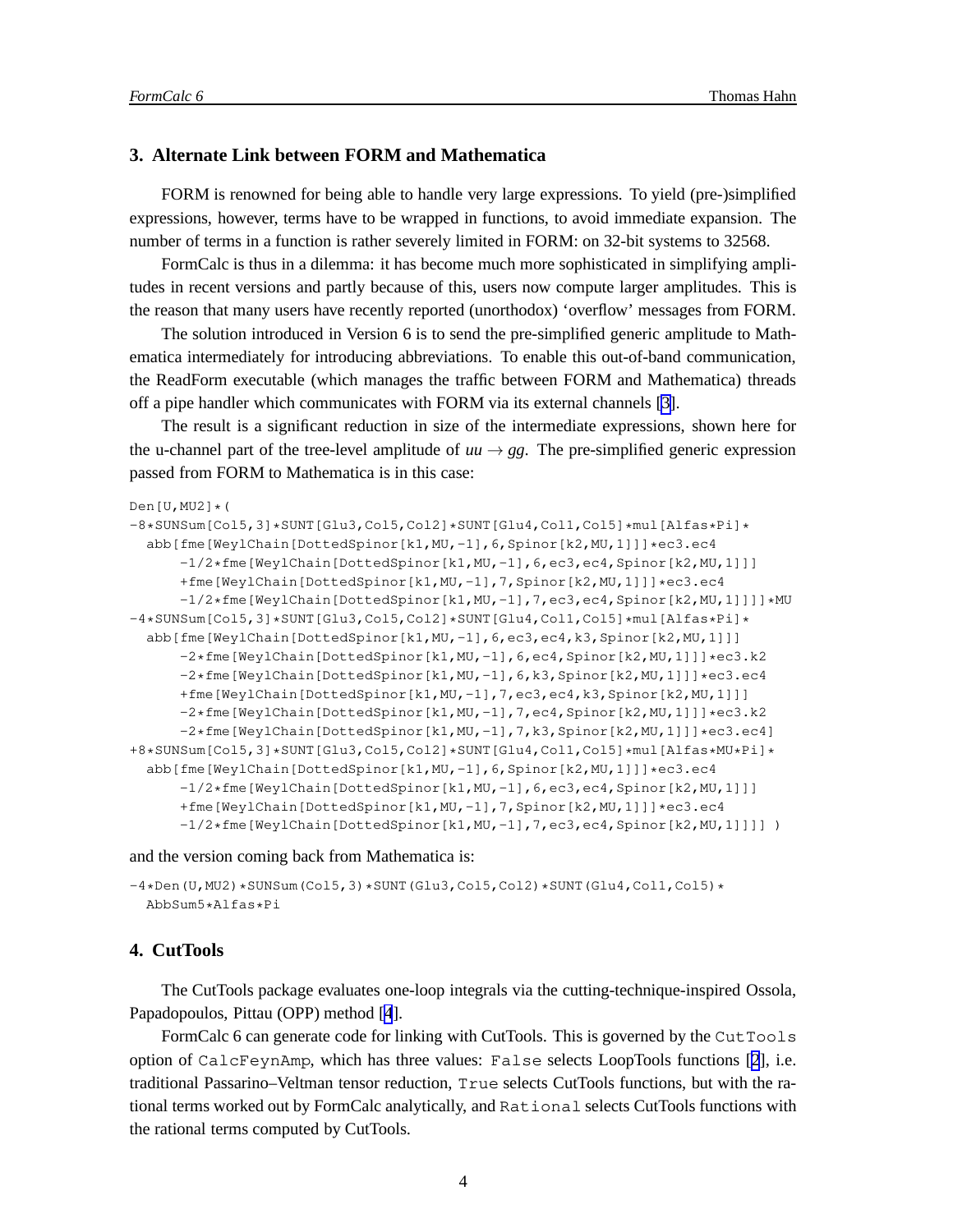## 3. Alternate Link between FORM and Mathematica

FORM is renowned for being able to handle very large expressions. To yield (pre-)simplified expressions, however, terms have to be wrapped in functions, to avoid immediate expansion. The number of terms in a function is rather severely limited in FORM: on 32-bit systems to 32568.

FormCalc is thus in a dilemma: it has become much more sophisticated in simplifying amplitudes in recent versions and partly because of this, users now compute larger amplitudes. This is the reason that many users have recently reported (unorthodox) 'overflow' messages from FORM.

The solution introduced in Version 6 is to send the pre-simplified generic amplitude to Mathematica intermediately for introducing abbreviations. To enable this out-of-band communication, the ReadForm executable (which manages the traffic between FORM and Mathematica) threads off a pipe handler which communicates with FORM via its external channels [3].

The result is a significant reduction in size of the intermediate expressions, shown here for the u-channel part of the tree-level amplitude of $uu \to gg$. The pre-simplified generic expression passed from FORM to Mathematica is in this case:

```
Den[U,MU2]*(
-8*SUNSum[Col5,3]*SUNT[Glu3,Col5,Col2]*SUNT[Glu4,Col1,Col5]*mul[Alfas*Pi]*
  abb[fme[WeylChain[DottedSpinor[k1,MU,-1],6,Spinor[k2,MU,1]]]*ec3.ec4
      -1/2*fme[WeylChain[DottedSpinor[k1,MU,-1],6,ec3,ec4,Spinor[k2,MU,1]]]
      +fme[WeylChain[DottedSpinor[k1,MU,-1],7,Spinor[k2,MU,1]]]*ec3.ec4
      -1/2*fme[WeylChain[DottedSpinor[k1,MU,-1],7,ec3,ec4,Spinor[k2,MU,1]]]]*MU
-4*SUNSum[Col5,3]*SUNT[Glu3,Col5,Col2]*SUNT[Glu4,Col1,Col5]*mul[Alfas*Pi]*
  abb[fme[WeylChain[DottedSpinor[k1,MU,-1],6,ec3,ec4,k3,Spinor[k2,MU,1]]]
      -2*fme[WeylChain[DottedSpinor[k1,MU,-1],6,ec4,Spinor[k2,MU,1]]]*ec3.k2
      -2*fme[WeylChain[DottedSpinor[k1,MU,-1],6,k3,Spinor[k2,MU,1]]]*ec3.ec4
      +fme[WeylChain[DottedSpinor[k1,MU,-1],7,ec3,ec4,k3,Spinor[k2,MU,1]]]
      -2*fme[WeylChain[DottedSpinor[k1,MU,-1],7,ec4,Spinor[k2,MU,1]]]*ec3.k2
      -2*fme[WeylChain[DottedSpinor[k1,MU,-1],7,k3,Spinor[k2,MU,1]]]*ec3.ec4]
+8*SUNSum[Col5,3]*SUNT[Glu3,Col5,Col2]*SUNT[Glu4,Col1,Col5]*mul[Alfas*MU*Pi]*
  abb[fme[WeylChain[DottedSpinor[k1,MU,-1],6,Spinor[k2,MU,1]]]*ec3.ec4
      -1/2*fme[WeylChain[DottedSpinor[k1,MU,-1],6,ec3,ec4,Spinor[k2,MU,1]]]
      +fme[WeylChain[DottedSpinor[k1,MU,-1],7,Spinor[k2,MU,1]]]*ec3.ec4
      -1/2*fme[WeylChain[DottedSpinor[k1,MU,-1],7,ec3,ec4,Spinor[k2,MU,1]]]] )
```

and the version coming back from Mathematica is:

```
-4*Den(U,MU2)*SUNSum(Col5,3)*SUNT(Glu3,Col5,Col2)*SUNT(Glu4,Col1,Col5)*
  AbbSum5*Alfas*Pi
```

## 4. CutTools

The CutTools package evaluates one-loop integrals via the cutting-technique-inspired Ossola, Papadopoulos, Pittau (OPP) method [4].

FormCalc 6 can generate code for linking with CutTools. This is governed by the `CutTools` option of `CalcFeynAmp`, which has three values: `False` selects LoopTools functions [2], i.e. traditional Passarino–Veltman tensor reduction, `True` selects CutTools functions, but with the rational terms worked out by FormCalc analytically, and `Rational` selects CutTools functions with the rational terms computed by CutTools.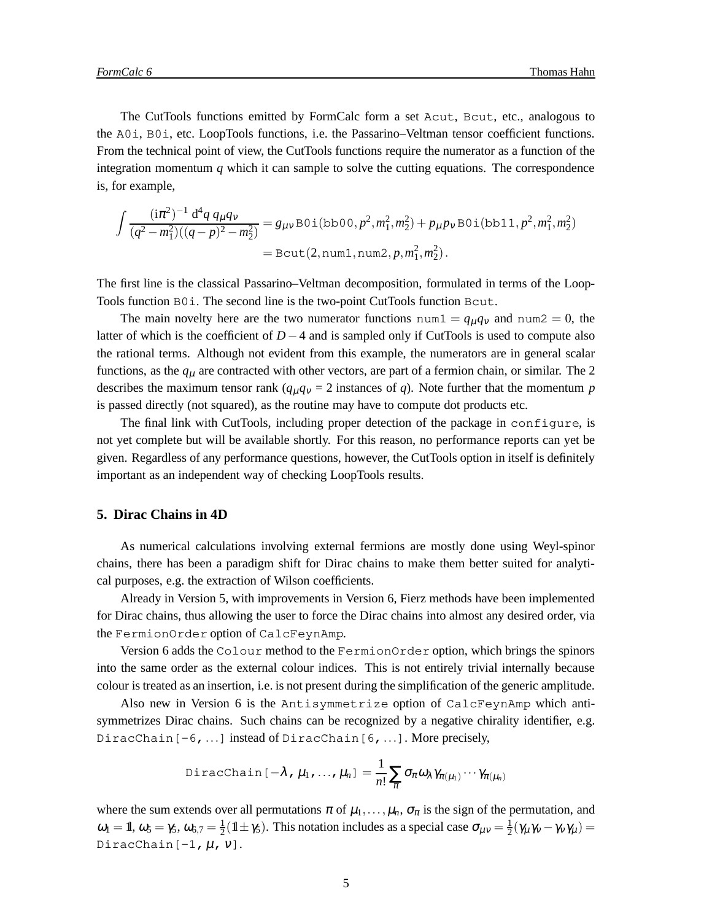The CutTools functions emitted by FormCalc form a set `Acut`, `Bcut`, etc., analogous to the `A0i`, `B0i`, etc. LoopTools functions, i.e. the Passarino–Veltman tensor coefficient functions. From the technical point of view, the CutTools functions require the numerator as a function of the integration momentum $q$ which it can sample to solve the cutting equations. The correspondence is, for example,

$$
\begin{aligned}
\int \frac{(\mathrm{i}\pi^2)^{-1}\,\mathrm{d}^4 q\; q_\mu q_\nu}{(q^2 - m_1^2)((q-p)^2 - m_2^2)} &= g_{\mu\nu}\,\mathtt{B0i}(\mathtt{bb00}, p^2, m_1^2, m_2^2) + p_\mu p_\nu\,\mathtt{B0i}(\mathtt{bb11}, p^2, m_1^2, m_2^2) \\
&= \mathtt{Bcut}(2, \mathtt{num1}, \mathtt{num2}, p, m_1^2, m_2^2)\,.
\end{aligned}
$$

The first line is the classical Passarino–Veltman decomposition, formulated in terms of the LoopTools function `B0i`. The second line is the two-point CutTools function `Bcut`.

The main novelty here are the two numerator functions $\mathtt{num1} = q_\mu q_\nu$ and $\mathtt{num2} = 0$, the latter of which is the coefficient of $D-4$ and is sampled only if CutTools is used to compute also the rational terms. Although not evident from this example, the numerators are in general scalar functions, as the $q_\mu$ are contracted with other vectors, are part of a fermion chain, or similar. The 2 describes the maximum tensor rank ($q_\mu q_\nu$ = 2 instances of $q$). Note further that the momentum $p$ is passed directly (not squared), as the routine may have to compute dot products etc.

The final link with CutTools, including proper detection of the package in `configure`, is not yet complete but will be available shortly. For this reason, no performance reports can yet be given. Regardless of any performance questions, however, the CutTools option in itself is definitely important as an independent way of checking LoopTools results.

## 5. Dirac Chains in 4D

As numerical calculations involving external fermions are mostly done using Weyl-spinor chains, there has been a paradigm shift for Dirac chains to make them better suited for analytical purposes, e.g. the extraction of Wilson coefficients.

Already in Version 5, with improvements in Version 6, Fierz methods have been implemented for Dirac chains, thus allowing the user to force the Dirac chains into almost any desired order, via the `FermionOrder` option of `CalcFeynAmp`.

Version 6 adds the `Colour` method to the `FermionOrder` option, which brings the spinors into the same order as the external colour indices. This is not entirely trivial internally because colour is treated as an insertion, i.e. is not present during the simplification of the generic amplitude.

Also new in Version 6 is the `Antisymmetrize` option of `CalcFeynAmp` which antisymmetrizes Dirac chains. Such chains can be recognized by a negative chirality identifier, e.g. `DiracChain[-6, ...]` instead of `DiracChain[6, ...]`. More precisely,

$$
\mathtt{DiracChain}[-\lambda, \mu_1, \dots, \mu_n] = \frac{1}{n!}\sum_\pi \sigma_\pi \omega_\lambda \gamma_{\pi(\mu_1)} \cdots \gamma_{\pi(\mu_n)}
$$

where the sum extends over all permutations $\pi$ of $\mu_1, \dots, \mu_n$, $\sigma_\pi$ is the sign of the permutation, and $\omega_1 = \mathbb{1}$, $\omega_5 = \gamma_5$, $\omega_{6,7} = \frac{1}{2}(\mathbb{1} \pm \gamma_5)$. This notation includes as a special case $\sigma_{\mu\nu} = \frac{1}{2}(\gamma_\mu\gamma_\nu - \gamma_\nu\gamma_\mu) =$ `DiracChain[-1, μ, ν]`.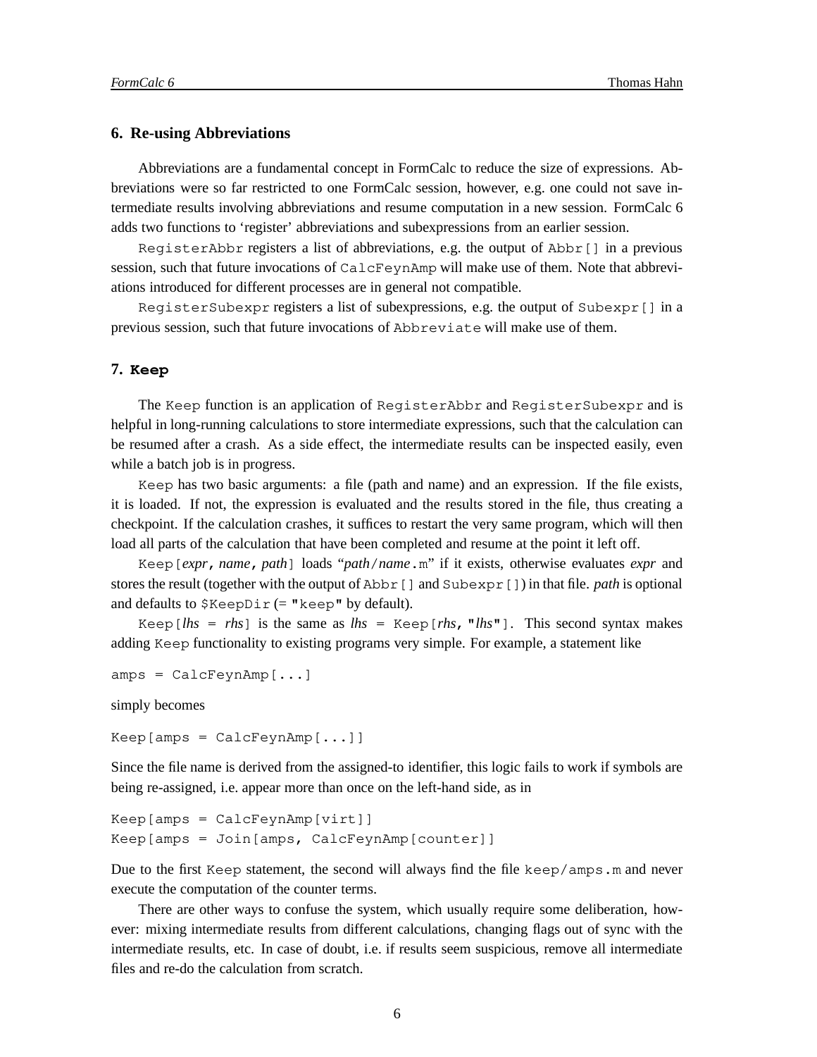## 6. Re-using Abbreviations

Abbreviations are a fundamental concept in FormCalc to reduce the size of expressions. Abbreviations were so far restricted to one FormCalc session, however, e.g. one could not save intermediate results involving abbreviations and resume computation in a new session. FormCalc 6 adds two functions to 'register' abbreviations and subexpressions from an earlier session.

`RegisterAbbr` registers a list of abbreviations, e.g. the output of `Abbr[]` in a previous session, such that future invocations of `CalcFeynAmp` will make use of them. Note that abbreviations introduced for different processes are in general not compatible.

`RegisterSubexpr` registers a list of subexpressions, e.g. the output of `Subexpr[]` in a previous session, such that future invocations of `Abbreviate` will make use of them.

## 7. Keep

The `Keep` function is an application of `RegisterAbbr` and `RegisterSubexpr` and is helpful in long-running calculations to store intermediate expressions, such that the calculation can be resumed after a crash. As a side effect, the intermediate results can be inspected easily, even while a batch job is in progress.

`Keep` has two basic arguments: a file (path and name) and an expression. If the file exists, it is loaded. If not, the expression is evaluated and the results stored in the file, thus creating a checkpoint. If the calculation crashes, it suffices to restart the very same program, which will then load all parts of the calculation that have been completed and resume at the point it left off.

`Keep[`*expr*`,` *name*`,` *path*`]` loads "*path*`/`*name*`.m`" if it exists, otherwise evaluates *expr* and stores the result (together with the output of `Abbr[]` and `Subexpr[]`) in that file. *path* is optional and defaults to `$KeepDir` (= `"keep"` by default).

`Keep[`*lhs* `=` *rhs*`]` is the same as *lhs* `= Keep[`*rhs*`, "`*lhs*`"]`. This second syntax makes adding `Keep` functionality to existing programs very simple. For example, a statement like

```
amps = CalcFeynAmp[...]
```

simply becomes

```
Keep[amps = CalcFeynAmp[...]]
```

Since the file name is derived from the assigned-to identifier, this logic fails to work if symbols are being re-assigned, i.e. appear more than once on the left-hand side, as in

```
Keep[amps = CalcFeynAmp[virt]]
Keep[amps = Join[amps, CalcFeynAmp[counter]]
```

Due to the first `Keep` statement, the second will always find the file `keep/amps.m` and never execute the computation of the counter terms.

There are other ways to confuse the system, which usually require some deliberation, however: mixing intermediate results from different calculations, changing flags out of sync with the intermediate results, etc. In case of doubt, i.e. if results seem suspicious, remove all intermediate files and re-do the calculation from scratch.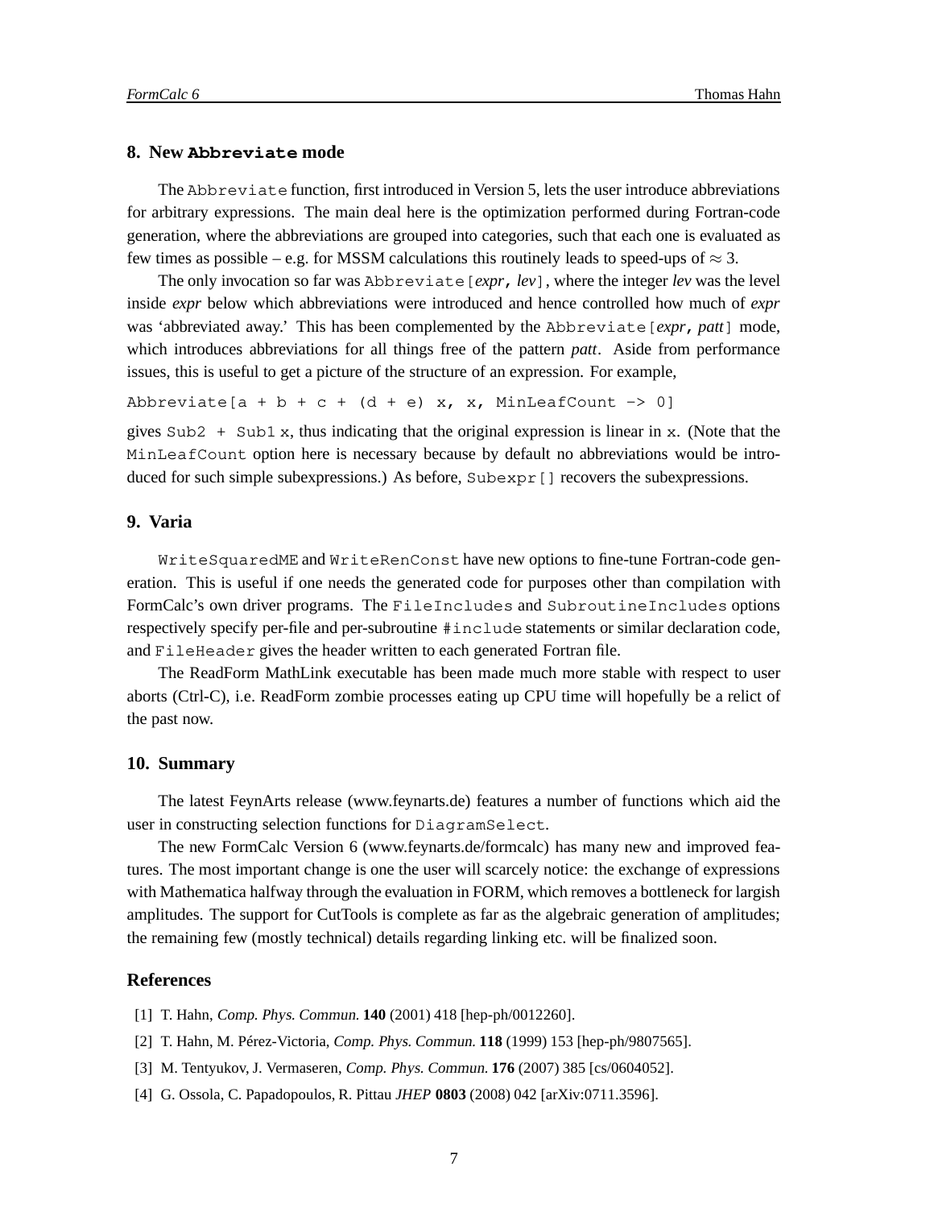## 8. New `Abbreviate` mode

The `Abbreviate` function, first introduced in Version 5, lets the user introduce abbreviations for arbitrary expressions. The main deal here is the optimization performed during Fortran-code generation, where the abbreviations are grouped into categories, such that each one is evaluated as few times as possible – e.g. for MSSM calculations this routinely leads to speed-ups of $\approx 3$.

The only invocation so far was `Abbreviate[`*expr*`,` *lev*`]`, where the integer *lev* was the level inside *expr* below which abbreviations were introduced and hence controlled how much of *expr* was 'abbreviated away.' This has been complemented by the `Abbreviate[`*expr*`,` *patt*`]` mode, which introduces abbreviations for all things free of the pattern *patt*. Aside from performance issues, this is useful to get a picture of the structure of an expression. For example,

```
Abbreviate[a + b + c + (d + e) x, x, MinLeafCount -> 0]
```

gives `Sub2 + Sub1 x`, thus indicating that the original expression is linear in `x`. (Note that the `MinLeafCount` option here is necessary because by default no abbreviations would be introduced for such simple subexpressions.) As before, `Subexpr[]` recovers the subexpressions.

## 9. Varia

`WriteSquaredME` and `WriteRenConst` have new options to fine-tune Fortran-code generation. This is useful if one needs the generated code for purposes other than compilation with FormCalc's own driver programs. The `FileIncludes` and `SubroutineIncludes` options respectively specify per-file and per-subroutine `#include` statements or similar declaration code, and `FileHeader` gives the header written to each generated Fortran file.

The ReadForm MathLink executable has been made much more stable with respect to user aborts (Ctrl-C), i.e. ReadForm zombie processes eating up CPU time will hopefully be a relict of the past now.

## 10. Summary

The latest FeynArts release (www.feynarts.de) features a number of functions which aid the user in constructing selection functions for `DiagramSelect`.

The new FormCalc Version 6 (www.feynarts.de/formcalc) has many new and improved features. The most important change is one the user will scarcely notice: the exchange of expressions with Mathematica halfway through the evaluation in FORM, which removes a bottleneck for largish amplitudes. The support for CutTools is complete as far as the algebraic generation of amplitudes; the remaining few (mostly technical) details regarding linking etc. will be finalized soon.

## References

[1] T. Hahn, *Comp. Phys. Commun.* **140** (2001) 418 [hep-ph/0012260].

[2] T. Hahn, M. Pérez-Victoria, *Comp. Phys. Commun.* **118** (1999) 153 [hep-ph/9807565].

[3] M. Tentyukov, J. Vermaseren, *Comp. Phys. Commun.* **176** (2007) 385 [cs/0604052].

[4] G. Ossola, C. Papadopoulos, R. Pittau *JHEP* **0803** (2008) 042 [arXiv:0711.3596].